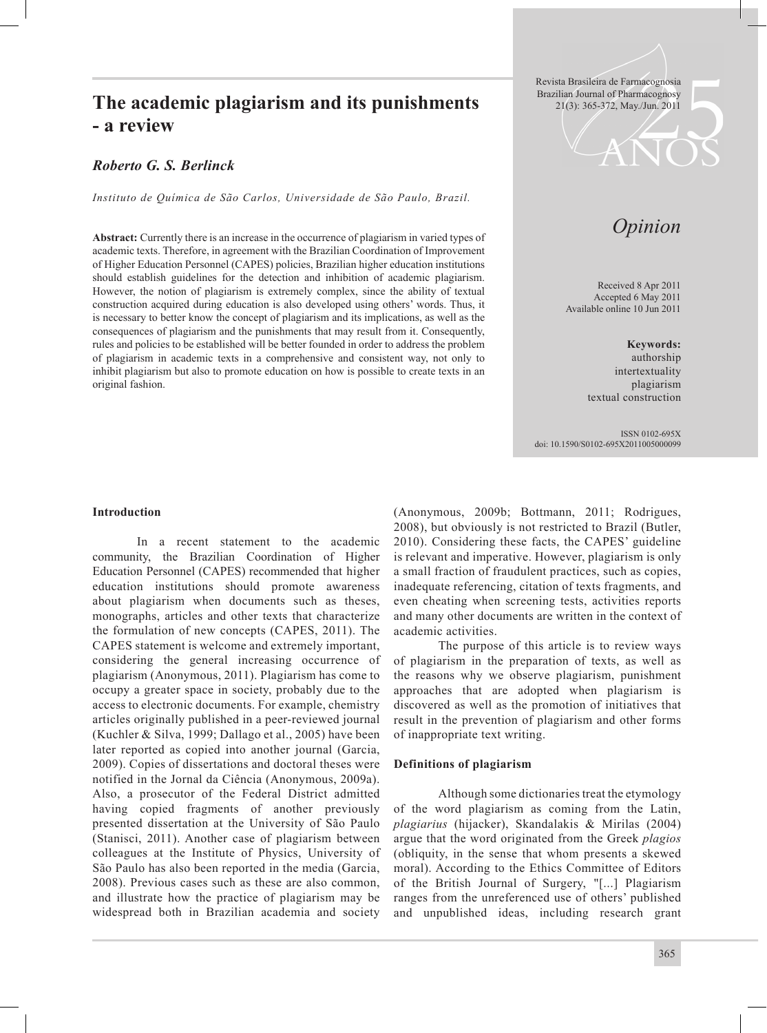# The academic plagiarism and its punishments - a review

***Roberto G. S. Berlinck***

*Instituto de Química de São Carlos, Universidade de São Paulo, Brazil.*

Revista Brasileira de Farmacognosia
Brazilian Journal of Pharmacognosy
21(3): 365-372, May./Jun. 2011

*Opinion*

Received 8 Apr 2011
Accepted 6 May 2011
Available online 10 Jun 2011

**Abstract:** Currently there is an increase in the occurrence of plagiarism in varied types of academic texts. Therefore, in agreement with the Brazilian Coordination of Improvement of Higher Education Personnel (CAPES) policies, Brazilian higher education institutions should establish guidelines for the detection and inhibition of academic plagiarism. However, the notion of plagiarism is extremely complex, since the ability of textual construction acquired during education is also developed using others' words. Thus, it is necessary to better know the concept of plagiarism and its implications, as well as the consequences of plagiarism and the punishments that may result from it. Consequently, rules and policies to be established will be better founded in order to address the problem of plagiarism in academic texts in a comprehensive and consistent way, not only to inhibit plagiarism but also to promote education on how is possible to create texts in an original fashion.

**Keywords:**
authorship
intertextuality
plagiarism
textual construction

ISSN 0102-695X
doi: 10.1590/S0102-695X2011005000099

## Introduction

In a recent statement to the academic community, the Brazilian Coordination of Higher Education Personnel (CAPES) recommended that higher education institutions should promote awareness about plagiarism when documents such as theses, monographs, articles and other texts that characterize the formulation of new concepts (CAPES, 2011). The CAPES statement is welcome and extremely important, considering the general increasing occurrence of plagiarism (Anonymous, 2011). Plagiarism has come to occupy a greater space in society, probably due to the access to electronic documents. For example, chemistry articles originally published in a peer-reviewed journal (Kuchler & Silva, 1999; Dallago et al., 2005) have been later reported as copied into another journal (Garcia, 2009). Copies of dissertations and doctoral theses were notified in the Jornal da Ciência (Anonymous, 2009a). Also, a prosecutor of the Federal District admitted having copied fragments of another previously presented dissertation at the University of São Paulo (Stanisci, 2011). Another case of plagiarism between colleagues at the Institute of Physics, University of São Paulo has also been reported in the media (Garcia, 2008). Previous cases such as these are also common, and illustrate how the practice of plagiarism may be widespread both in Brazilian academia and society (Anonymous, 2009b; Bottmann, 2011; Rodrigues, 2008), but obviously is not restricted to Brazil (Butler, 2010). Considering these facts, the CAPES' guideline is relevant and imperative. However, plagiarism is only a small fraction of fraudulent practices, such as copies, inadequate referencing, citation of texts fragments, and even cheating when screening tests, activities reports and many other documents are written in the context of academic activities.

The purpose of this article is to review ways of plagiarism in the preparation of texts, as well as the reasons why we observe plagiarism, punishment approaches that are adopted when plagiarism is discovered as well as the promotion of initiatives that result in the prevention of plagiarism and other forms of inappropriate text writing.

## Definitions of plagiarism

Although some dictionaries treat the etymology of the word plagiarism as coming from the Latin, *plagiarius* (hijacker), Skandalakis & Mirilas (2004) argue that the word originated from the Greek *plagios* (obliquity, in the sense that whom presents a skewed moral). According to the Ethics Committee of Editors of the British Journal of Surgery, "[...] Plagiarism ranges from the unreferenced use of others' published and unpublished ideas, including research grant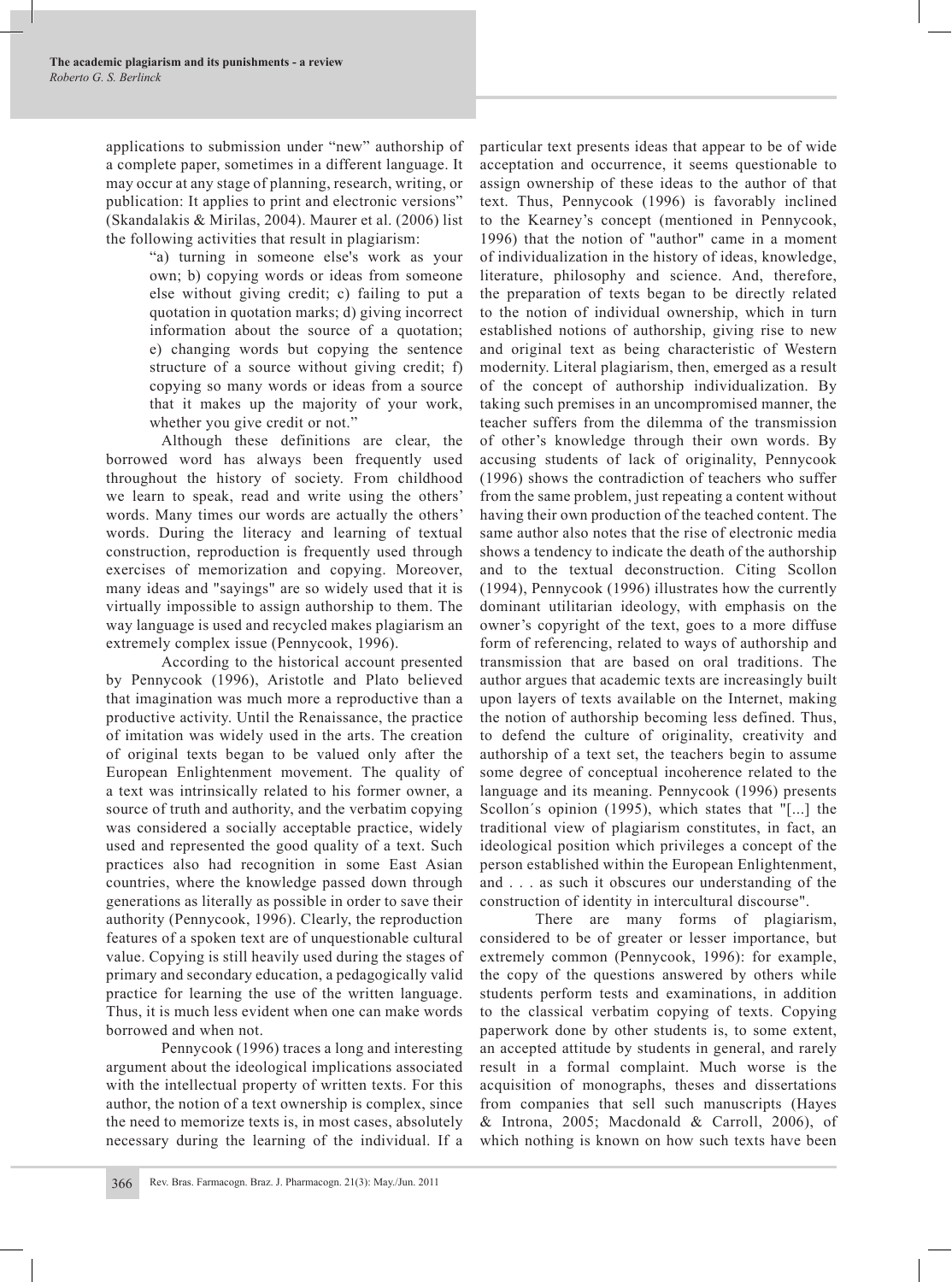applications to submission under "new" authorship of a complete paper, sometimes in a different language. It may occur at any stage of planning, research, writing, or publication: It applies to print and electronic versions" (Skandalakis & Mirilas, 2004). Maurer et al. (2006) list the following activities that result in plagiarism:

> "a) turning in someone else's work as your own; b) copying words or ideas from someone else without giving credit; c) failing to put a quotation in quotation marks; d) giving incorrect information about the source of a quotation; e) changing words but copying the sentence structure of a source without giving credit; f) copying so many words or ideas from a source that it makes up the majority of your work, whether you give credit or not."

Although these definitions are clear, the borrowed word has always been frequently used throughout the history of society. From childhood we learn to speak, read and write using the others' words. Many times our words are actually the others' words. During the literacy and learning of textual construction, reproduction is frequently used through exercises of memorization and copying. Moreover, many ideas and "sayings" are so widely used that it is virtually impossible to assign authorship to them. The way language is used and recycled makes plagiarism an extremely complex issue (Pennycook, 1996).

According to the historical account presented by Pennycook (1996), Aristotle and Plato believed that imagination was much more a reproductive than a productive activity. Until the Renaissance, the practice of imitation was widely used in the arts. The creation of original texts began to be valued only after the European Enlightenment movement. The quality of a text was intrinsically related to his former owner, a source of truth and authority, and the verbatim copying was considered a socially acceptable practice, widely used and represented the good quality of a text. Such practices also had recognition in some East Asian countries, where the knowledge passed down through generations as literally as possible in order to save their authority (Pennycook, 1996). Clearly, the reproduction features of a spoken text are of unquestionable cultural value. Copying is still heavily used during the stages of primary and secondary education, a pedagogically valid practice for learning the use of the written language. Thus, it is much less evident when one can make words borrowed and when not.

Pennycook (1996) traces a long and interesting argument about the ideological implications associated with the intellectual property of written texts. For this author, the notion of a text ownership is complex, since the need to memorize texts is, in most cases, absolutely necessary during the learning of the individual. If a particular text presents ideas that appear to be of wide acceptation and occurrence, it seems questionable to assign ownership of these ideas to the author of that text. Thus, Pennycook (1996) is favorably inclined to the Kearney's concept (mentioned in Pennycook, 1996) that the notion of "author" came in a moment of individualization in the history of ideas, knowledge, literature, philosophy and science. And, therefore, the preparation of texts began to be directly related to the notion of individual ownership, which in turn established notions of authorship, giving rise to new and original text as being characteristic of Western modernity. Literal plagiarism, then, emerged as a result of the concept of authorship individualization. By taking such premises in an uncompromised manner, the teacher suffers from the dilemma of the transmission of other's knowledge through their own words. By accusing students of lack of originality, Pennycook (1996) shows the contradiction of teachers who suffer from the same problem, just repeating a content without having their own production of the teached content. The same author also notes that the rise of electronic media shows a tendency to indicate the death of the authorship and to the textual deconstruction. Citing Scollon (1994), Pennycook (1996) illustrates how the currently dominant utilitarian ideology, with emphasis on the owner's copyright of the text, goes to a more diffuse form of referencing, related to ways of authorship and transmission that are based on oral traditions. The author argues that academic texts are increasingly built upon layers of texts available on the Internet, making the notion of authorship becoming less defined. Thus, to defend the culture of originality, creativity and authorship of a text set, the teachers begin to assume some degree of conceptual incoherence related to the language and its meaning. Pennycook (1996) presents Scollon´s opinion (1995), which states that "[...] the traditional view of plagiarism constitutes, in fact, an ideological position which privileges a concept of the person established within the European Enlightenment, and . . . as such it obscures our understanding of the construction of identity in intercultural discourse".

There are many forms of plagiarism, considered to be of greater or lesser importance, but extremely common (Pennycook, 1996): for example, the copy of the questions answered by others while students perform tests and examinations, in addition to the classical verbatim copying of texts. Copying paperwork done by other students is, to some extent, an accepted attitude by students in general, and rarely result in a formal complaint. Much worse is the acquisition of monographs, theses and dissertations from companies that sell such manuscripts (Hayes & Introna, 2005; Macdonald & Carroll, 2006), of which nothing is known on how such texts have been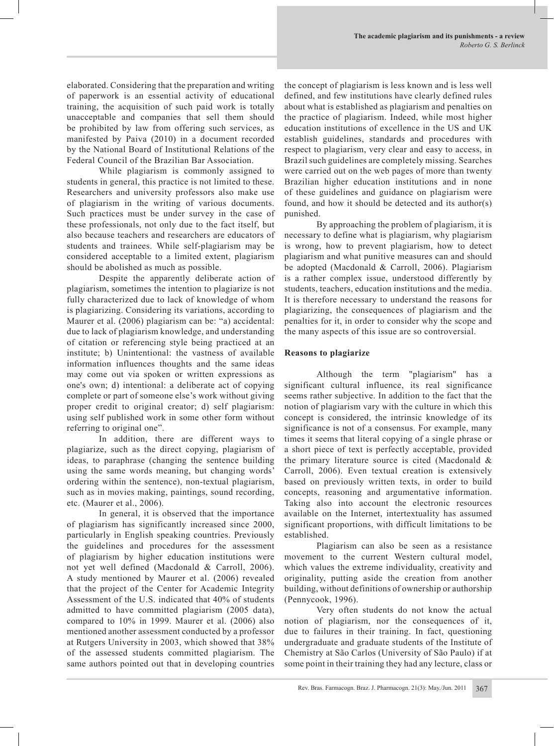elaborated. Considering that the preparation and writing of paperwork is an essential activity of educational training, the acquisition of such paid work is totally unacceptable and companies that sell them should be prohibited by law from offering such services, as manifested by Paiva (2010) in a document recorded by the National Board of Institutional Relations of the Federal Council of the Brazilian Bar Association.

While plagiarism is commonly assigned to students in general, this practice is not limited to these. Researchers and university professors also make use of plagiarism in the writing of various documents. Such practices must be under survey in the case of these professionals, not only due to the fact itself, but also because teachers and researchers are educators of students and trainees. While self-plagiarism may be considered acceptable to a limited extent, plagiarism should be abolished as much as possible.

Despite the apparently deliberate action of plagiarism, sometimes the intention to plagiarize is not fully characterized due to lack of knowledge of whom is plagiarizing. Considering its variations, according to Maurer et al. (2006) plagiarism can be: "a) accidental: due to lack of plagiarism knowledge, and understanding of citation or referencing style being practiced at an institute; b) Unintentional: the vastness of available information influences thoughts and the same ideas may come out via spoken or written expressions as one's own; d) intentional: a deliberate act of copying complete or part of someone else's work without giving proper credit to original creator; d) self plagiarism: using self published work in some other form without referring to original one".

In addition, there are different ways to plagiarize, such as the direct copying, plagiarism of ideas, to paraphrase (changing the sentence building using the same words meaning, but changing words' ordering within the sentence), non-textual plagiarism, such as in movies making, paintings, sound recording, etc. (Maurer et al., 2006).

In general, it is observed that the importance of plagiarism has significantly increased since 2000, particularly in English speaking countries. Previously the guidelines and procedures for the assessment of plagiarism by higher education institutions were not yet well defined (Macdonald & Carroll, 2006). A study mentioned by Maurer et al. (2006) revealed that the project of the Center for Academic Integrity Assessment of the U.S. indicated that 40% of students admitted to have committed plagiarism (2005 data), compared to 10% in 1999. Maurer et al. (2006) also mentioned another assessment conducted by a professor at Rutgers University in 2003, which showed that 38% of the assessed students committed plagiarism. The same authors pointed out that in developing countries the concept of plagiarism is less known and is less well defined, and few institutions have clearly defined rules about what is established as plagiarism and penalties on the practice of plagiarism. Indeed, while most higher education institutions of excellence in the US and UK establish guidelines, standards and procedures with respect to plagiarism, very clear and easy to access, in Brazil such guidelines are completely missing. Searches were carried out on the web pages of more than twenty Brazilian higher education institutions and in none of these guidelines and guidance on plagiarism were found, and how it should be detected and its author(s) punished.

By approaching the problem of plagiarism, it is necessary to define what is plagiarism, why plagiarism is wrong, how to prevent plagiarism, how to detect plagiarism and what punitive measures can and should be adopted (Macdonald & Carroll, 2006). Plagiarism is a rather complex issue, understood differently by students, teachers, education institutions and the media. It is therefore necessary to understand the reasons for plagiarizing, the consequences of plagiarism and the penalties for it, in order to consider why the scope and the many aspects of this issue are so controversial.

## Reasons to plagiarize

Although the term "plagiarism" has a significant cultural influence, its real significance seems rather subjective. In addition to the fact that the notion of plagiarism vary with the culture in which this concept is considered, the intrinsic knowledge of its significance is not of a consensus. For example, many times it seems that literal copying of a single phrase or a short piece of text is perfectly acceptable, provided the primary literature source is cited (Macdonald & Carroll, 2006). Even textual creation is extensively based on previously written texts, in order to build concepts, reasoning and argumentative information. Taking also into account the electronic resources available on the Internet, intertextuality has assumed significant proportions, with difficult limitations to be established.

Plagiarism can also be seen as a resistance movement to the current Western cultural model, which values the extreme individuality, creativity and originality, putting aside the creation from another building, without definitions of ownership or authorship (Pennycook, 1996).

Very often students do not know the actual notion of plagiarism, nor the consequences of it, due to failures in their training. In fact, questioning undergraduate and graduate students of the Institute of Chemistry at São Carlos (University of São Paulo) if at some point in their training they had any lecture, class or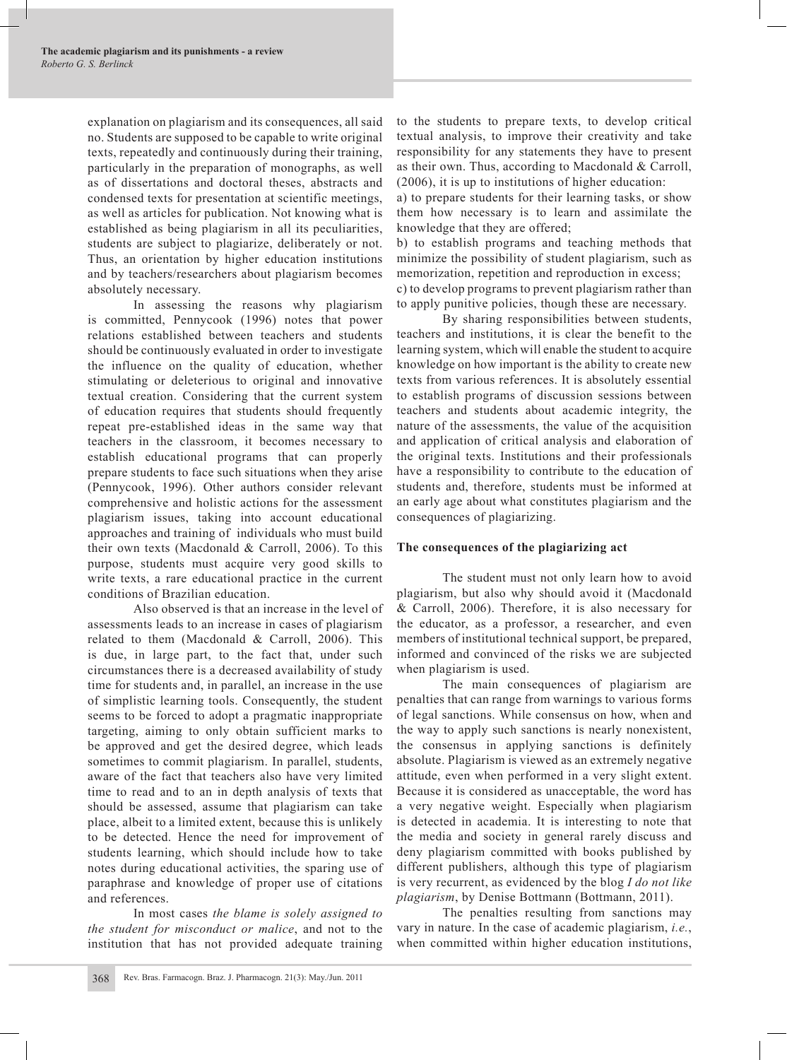explanation on plagiarism and its consequences, all said no. Students are supposed to be capable to write original texts, repeatedly and continuously during their training, particularly in the preparation of monographs, as well as of dissertations and doctoral theses, abstracts and condensed texts for presentation at scientific meetings, as well as articles for publication. Not knowing what is established as being plagiarism in all its peculiarities, students are subject to plagiarize, deliberately or not. Thus, an orientation by higher education institutions and by teachers/researchers about plagiarism becomes absolutely necessary.

In assessing the reasons why plagiarism is committed, Pennycook (1996) notes that power relations established between teachers and students should be continuously evaluated in order to investigate the influence on the quality of education, whether stimulating or deleterious to original and innovative textual creation. Considering that the current system of education requires that students should frequently repeat pre-established ideas in the same way that teachers in the classroom, it becomes necessary to establish educational programs that can properly prepare students to face such situations when they arise (Pennycook, 1996). Other authors consider relevant comprehensive and holistic actions for the assessment plagiarism issues, taking into account educational approaches and training of individuals who must build their own texts (Macdonald & Carroll, 2006). To this purpose, students must acquire very good skills to write texts, a rare educational practice in the current conditions of Brazilian education.

Also observed is that an increase in the level of assessments leads to an increase in cases of plagiarism related to them (Macdonald & Carroll, 2006). This is due, in large part, to the fact that, under such circumstances there is a decreased availability of study time for students and, in parallel, an increase in the use of simplistic learning tools. Consequently, the student seems to be forced to adopt a pragmatic inappropriate targeting, aiming to only obtain sufficient marks to be approved and get the desired degree, which leads sometimes to commit plagiarism. In parallel, students, aware of the fact that teachers also have very limited time to read and to an in depth analysis of texts that should be assessed, assume that plagiarism can take place, albeit to a limited extent, because this is unlikely to be detected. Hence the need for improvement of students learning, which should include how to take notes during educational activities, the sparing use of paraphrase and knowledge of proper use of citations and references.

In most cases *the blame is solely assigned to the student for misconduct or malice*, and not to the institution that has not provided adequate training to the students to prepare texts, to develop critical textual analysis, to improve their creativity and take responsibility for any statements they have to present as their own. Thus, according to Macdonald & Carroll, (2006), it is up to institutions of higher education:

a) to prepare students for their learning tasks, or show them how necessary is to learn and assimilate the knowledge that they are offered;

b) to establish programs and teaching methods that minimize the possibility of student plagiarism, such as memorization, repetition and reproduction in excess;

c) to develop programs to prevent plagiarism rather than to apply punitive policies, though these are necessary.

By sharing responsibilities between students, teachers and institutions, it is clear the benefit to the learning system, which will enable the student to acquire knowledge on how important is the ability to create new texts from various references. It is absolutely essential to establish programs of discussion sessions between teachers and students about academic integrity, the nature of the assessments, the value of the acquisition and application of critical analysis and elaboration of the original texts. Institutions and their professionals have a responsibility to contribute to the education of students and, therefore, students must be informed at an early age about what constitutes plagiarism and the consequences of plagiarizing.

## The consequences of the plagiarizing act

The student must not only learn how to avoid plagiarism, but also why should avoid it (Macdonald & Carroll, 2006). Therefore, it is also necessary for the educator, as a professor, a researcher, and even members of institutional technical support, be prepared, informed and convinced of the risks we are subjected when plagiarism is used.

The main consequences of plagiarism are penalties that can range from warnings to various forms of legal sanctions. While consensus on how, when and the way to apply such sanctions is nearly nonexistent, the consensus in applying sanctions is definitely absolute. Plagiarism is viewed as an extremely negative attitude, even when performed in a very slight extent. Because it is considered as unacceptable, the word has a very negative weight. Especially when plagiarism is detected in academia. It is interesting to note that the media and society in general rarely discuss and deny plagiarism committed with books published by different publishers, although this type of plagiarism is very recurrent, as evidenced by the blog *I do not like plagiarism*, by Denise Bottmann (Bottmann, 2011).

The penalties resulting from sanctions may vary in nature. In the case of academic plagiarism, *i.e.*, when committed within higher education institutions,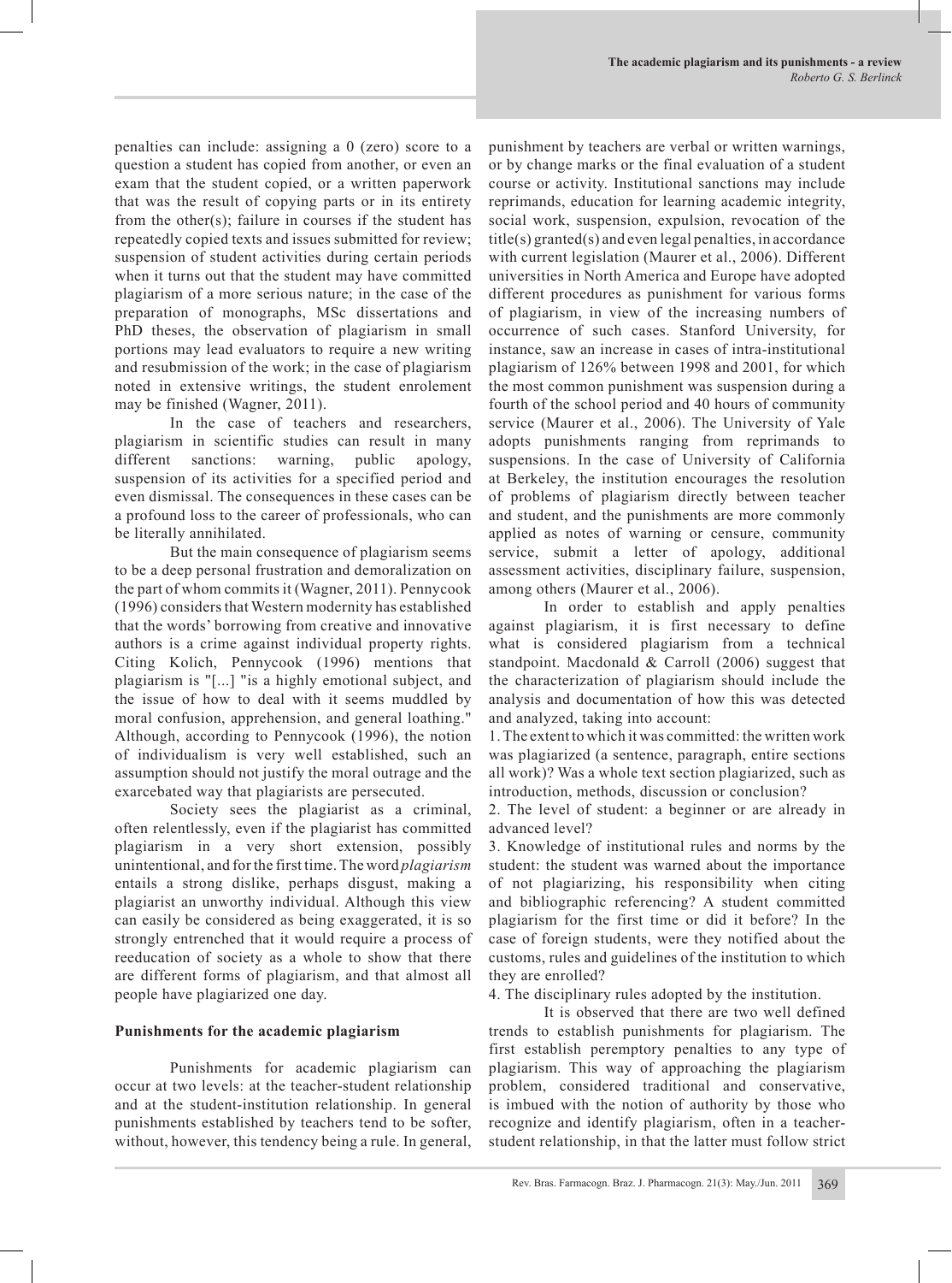penalties can include: assigning a 0 (zero) score to a question a student has copied from another, or even an exam that the student copied, or a written paperwork that was the result of copying parts or in its entirety from the other(s); failure in courses if the student has repeatedly copied texts and issues submitted for review; suspension of student activities during certain periods when it turns out that the student may have committed plagiarism of a more serious nature; in the case of the preparation of monographs, MSc dissertations and PhD theses, the observation of plagiarism in small portions may lead evaluators to require a new writing and resubmission of the work; in the case of plagiarism noted in extensive writings, the student enrolement may be finished (Wagner, 2011).

In the case of teachers and researchers, plagiarism in scientific studies can result in many different sanctions: warning, public apology, suspension of its activities for a specified period and even dismissal. The consequences in these cases can be a profound loss to the career of professionals, who can be literally annihilated.

But the main consequence of plagiarism seems to be a deep personal frustration and demoralization on the part of whom commits it (Wagner, 2011). Pennycook (1996) considers that Western modernity has established that the words' borrowing from creative and innovative authors is a crime against individual property rights. Citing Kolich, Pennycook (1996) mentions that plagiarism is "[...] "is a highly emotional subject, and the issue of how to deal with it seems muddled by moral confusion, apprehension, and general loathing." Although, according to Pennycook (1996), the notion of individualism is very well established, such an assumption should not justify the moral outrage and the exarcebated way that plagiarists are persecuted.

Society sees the plagiarist as a criminal, often relentlessly, even if the plagiarist has committed plagiarism in a very short extension, possibly unintentional, and for the first time. The word *plagiarism* entails a strong dislike, perhaps disgust, making a plagiarist an unworthy individual. Although this view can easily be considered as being exaggerated, it is so strongly entrenched that it would require a process of reeducation of society as a whole to show that there are different forms of plagiarism, and that almost all people have plagiarized one day.

## Punishments for the academic plagiarism

Punishments for academic plagiarism can occur at two levels: at the teacher-student relationship and at the student-institution relationship. In general punishments established by teachers tend to be softer, without, however, this tendency being a rule. In general, punishment by teachers are verbal or written warnings, or by change marks or the final evaluation of a student course or activity. Institutional sanctions may include reprimands, education for learning academic integrity, social work, suspension, expulsion, revocation of the title(s) granted(s) and even legal penalties, in accordance with current legislation (Maurer et al., 2006). Different universities in North America and Europe have adopted different procedures as punishment for various forms of plagiarism, in view of the increasing numbers of occurrence of such cases. Stanford University, for instance, saw an increase in cases of intra-institutional plagiarism of 126% between 1998 and 2001, for which the most common punishment was suspension during a fourth of the school period and 40 hours of community service (Maurer et al., 2006). The University of Yale adopts punishments ranging from reprimands to suspensions. In the case of University of California at Berkeley, the institution encourages the resolution of problems of plagiarism directly between teacher and student, and the punishments are more commonly applied as notes of warning or censure, community service, submit a letter of apology, additional assessment activities, disciplinary failure, suspension, among others (Maurer et al., 2006).

In order to establish and apply penalties against plagiarism, it is first necessary to define what is considered plagiarism from a technical standpoint. Macdonald & Carroll (2006) suggest that the characterization of plagiarism should include the analysis and documentation of how this was detected and analyzed, taking into account:

1. The extent to which it was committed: the written work was plagiarized (a sentence, paragraph, entire sections all work)? Was a whole text section plagiarized, such as introduction, methods, discussion or conclusion?
2. The level of student: a beginner or are already in advanced level?
3. Knowledge of institutional rules and norms by the student: the student was warned about the importance of not plagiarizing, his responsibility when citing and bibliographic referencing? A student committed plagiarism for the first time or did it before? In the case of foreign students, were they notified about the customs, rules and guidelines of the institution to which they are enrolled?
4. The disciplinary rules adopted by the institution.

It is observed that there are two well defined trends to establish punishments for plagiarism. The first establish peremptory penalties to any type of plagiarism. This way of approaching the plagiarism problem, considered traditional and conservative, is imbued with the notion of authority by those who recognize and identify plagiarism, often in a teacher-student relationship, in that the latter must follow strict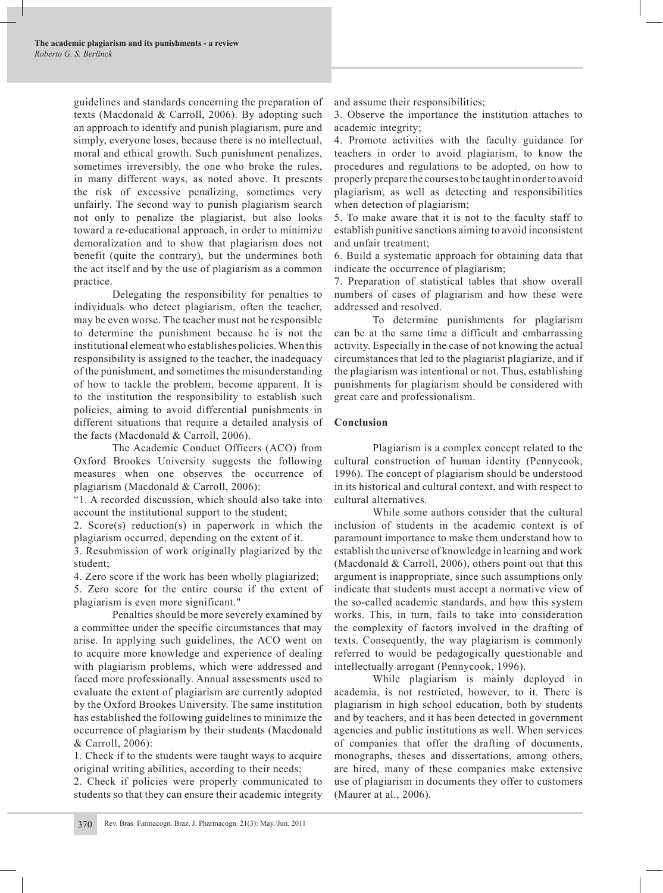guidelines and standards concerning the preparation of texts (Macdonald & Carroll, 2006). By adopting such an approach to identify and punish plagiarism, pure and simply, everyone loses, because there is no intellectual, moral and ethical growth. Such punishment penalizes, sometimes irreversibly, the one who broke the rules, in many different ways, as noted above. It presents the risk of excessive penalizing, sometimes very unfairly. The second way to punish plagiarism search not only to penalize the plagiarist, but also looks toward a re-educational approach, in order to minimize demoralization and to show that plagiarism does not benefit (quite the contrary), but the undermines both the act itself and by the use of plagiarism as a common practice.

Delegating the responsibility for penalties to individuals who detect plagiarism, often the teacher, may be even worse. The teacher must not be responsible to determine the punishment because he is not the institutional element who establishes policies. When this responsibility is assigned to the teacher, the inadequacy of the punishment, and sometimes the misunderstanding of how to tackle the problem, become apparent. It is to the institution the responsibility to establish such policies, aiming to avoid differential punishments in different situations that require a detailed analysis of the facts (Macdonald & Carroll, 2006).

The Academic Conduct Officers (ACO) from Oxford Brookes University suggests the following measures when one observes the occurrence of plagiarism (Macdonald & Carroll, 2006):

"1. A recorded discussion, which should also take into account the institutional support to the student;

2. Score(s) reduction(s) in paperwork in which the plagiarism occurred, depending on the extent of it.

3. Resubmission of work originally plagiarized by the student;

4. Zero score if the work has been wholly plagiarized;

5. Zero score for the entire course if the extent of plagiarism is even more significant."

Penalties should be more severely examined by a committee under the specific circumstances that may arise. In applying such guidelines, the ACO went on to acquire more knowledge and experience of dealing with plagiarism problems, which were addressed and faced more professionally. Annual assessments used to evaluate the extent of plagiarism are currently adopted by the Oxford Brookes University. The same institution has established the following guidelines to minimize the occurrence of plagiarism by their students (Macdonald & Carroll, 2006):

1. Check if to the students were taught ways to acquire original writing abilities, according to their needs;

2. Check if policies were properly communicated to students so that they can ensure their academic integrity and assume their responsibilities;

3. Observe the importance the institution attaches to academic integrity;

4. Promote activities with the faculty guidance for teachers in order to avoid plagiarism, to know the procedures and regulations to be adopted, on how to properly prepare the courses to be taught in order to avoid plagiarism, as well as detecting and responsibilities when detection of plagiarism;

5. To make aware that it is not to the faculty staff to establish punitive sanctions aiming to avoid inconsistent and unfair treatment;

6. Build a systematic approach for obtaining data that indicate the occurrence of plagiarism;

7. Preparation of statistical tables that show overall numbers of cases of plagiarism and how these were addressed and resolved.

To determine punishments for plagiarism can be at the same time a difficult and embarrassing activity. Especially in the case of not knowing the actual circumstances that led to the plagiarist plagiarize, and if the plagiarism was intentional or not. Thus, establishing punishments for plagiarism should be considered with great care and professionalism.

## Conclusion

Plagiarism is a complex concept related to the cultural construction of human identity (Pennycook, 1996). The concept of plagiarism should be understood in its historical and cultural context, and with respect to cultural alternatives.

While some authors consider that the cultural inclusion of students in the academic context is of paramount importance to make them understand how to establish the universe of knowledge in learning and work (Macdonald & Carroll, 2006), others point out that this argument is inappropriate, since such assumptions only indicate that students must accept a normative view of the so-called academic standards, and how this system works. This, in turn, fails to take into consideration the complexity of factors involved in the drafting of texts. Consequently, the way plagiarism is commonly referred to would be pedagogically questionable and intellectually arrogant (Pennycook, 1996).

While plagiarism is mainly deployed in academia, is not restricted, however, to it. There is plagiarism in high school education, both by students and by teachers, and it has been detected in government agencies and public institutions as well. When services of companies that offer the drafting of documents, monographs, theses and dissertations, among others, are hired, many of these companies make extensive use of plagiarism in documents they offer to customers (Maurer at al., 2006).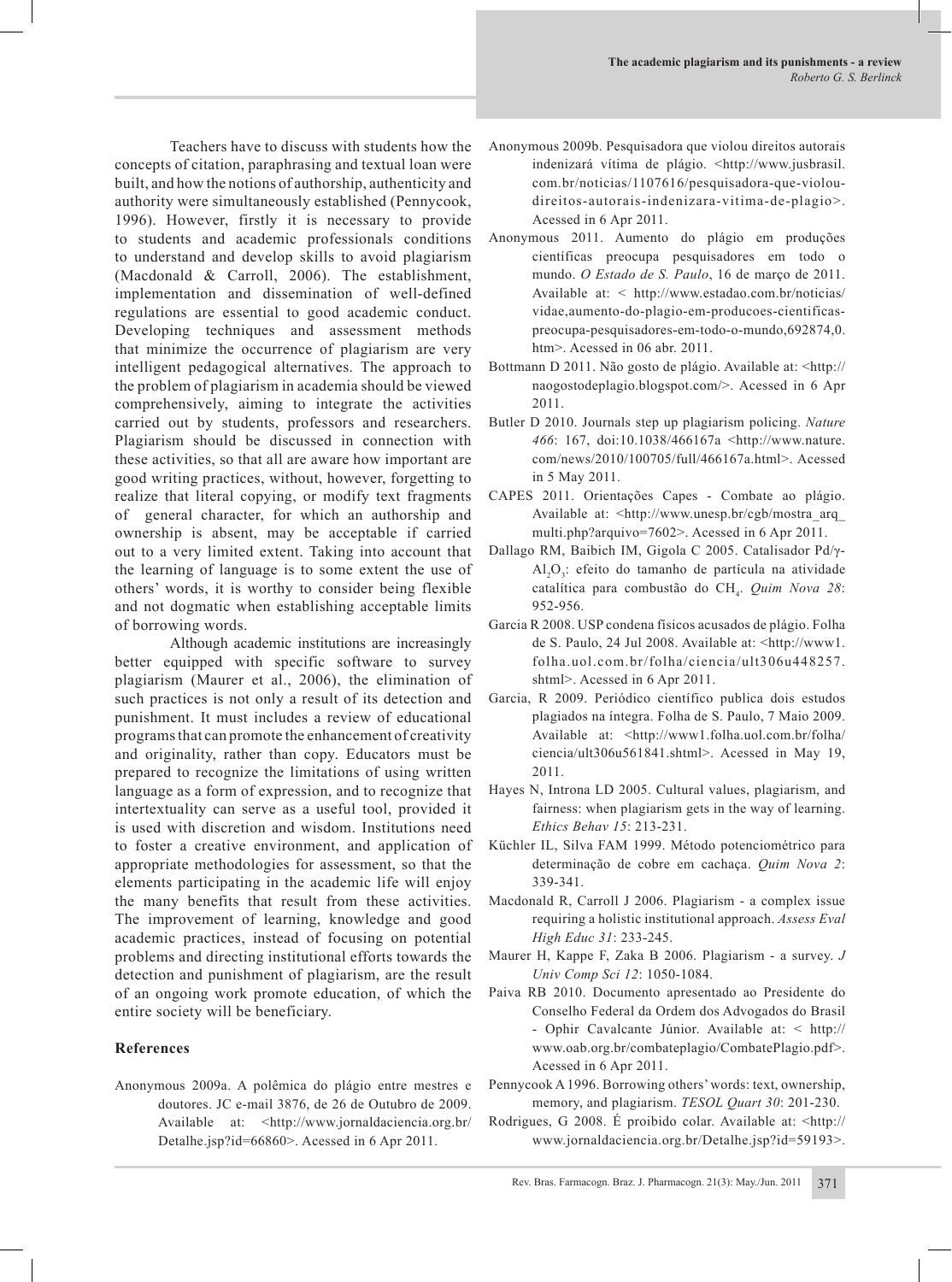Teachers have to discuss with students how the concepts of citation, paraphrasing and textual loan were built, and how the notions of authorship, authenticity and authority were simultaneously established (Pennycook, 1996). However, firstly it is necessary to provide to students and academic professionals conditions to understand and develop skills to avoid plagiarism (Macdonald & Carroll, 2006). The establishment, implementation and dissemination of well-defined regulations are essential to good academic conduct. Developing techniques and assessment methods that minimize the occurrence of plagiarism are very intelligent pedagogical alternatives. The approach to the problem of plagiarism in academia should be viewed comprehensively, aiming to integrate the activities carried out by students, professors and researchers. Plagiarism should be discussed in connection with these activities, so that all are aware how important are good writing practices, without, however, forgetting to realize that literal copying, or modify text fragments of general character, for which an authorship and ownership is absent, may be acceptable if carried out to a very limited extent. Taking into account that the learning of language is to some extent the use of others' words, it is worthy to consider being flexible and not dogmatic when establishing acceptable limits of borrowing words.

Although academic institutions are increasingly better equipped with specific software to survey plagiarism (Maurer et al., 2006), the elimination of such practices is not only a result of its detection and punishment. It must includes a review of educational programs that can promote the enhancement of creativity and originality, rather than copy. Educators must be prepared to recognize the limitations of using written language as a form of expression, and to recognize that intertextuality can serve as a useful tool, provided it is used with discretion and wisdom. Institutions need to foster a creative environment, and application of appropriate methodologies for assessment, so that the elements participating in the academic life will enjoy the many benefits that result from these activities. The improvement of learning, knowledge and good academic practices, instead of focusing on potential problems and directing institutional efforts towards the detection and punishment of plagiarism, are the result of an ongoing work promote education, of which the entire society will be beneficiary.

## References

Anonymous 2009a. A polêmica do plágio entre mestres e doutores. JC e-mail 3876, de 26 de Outubro de 2009. Available at: <http://www.jornaldaciencia.org.br/Detalhe.jsp?id=66860>. Acessed in 6 Apr 2011.

Anonymous 2009b. Pesquisadora que violou direitos autorais indenizará vítima de plágio. <http://www.jusbrasil.com.br/noticias/1107616/pesquisadora-que-violou-direitos-autorais-indenizara-vitima-de-plagio>. Acessed in 6 Apr 2011.

Anonymous 2011. Aumento do plágio em produções científicas preocupa pesquisadores em todo o mundo. *O Estado de S. Paulo*, 16 de março de 2011. Available at: < http://www.estadao.com.br/noticias/vidae,aumento-do-plagio-em-producoes-cientificas-preocupa-pesquisadores-em-todo-o-mundo,692874,0.htm>. Acessed in 06 abr. 2011.

Bottmann D 2011. Não gosto de plágio. Available at: <http://naogostodeplagio.blogspot.com/>. Acessed in 6 Apr 2011.

Butler D 2010. Journals step up plagiarism policing. *Nature 466*: 167, doi:10.1038/466167a <http://www.nature.com/news/2010/100705/full/466167a.html>. Acessed in 5 May 2011.

CAPES 2011. Orientações Capes - Combate ao plágio. Available at: <http://www.unesp.br/cgb/mostra_arq_multi.php?arquivo=7602>. Acessed in 6 Apr 2011.

Dallago RM, Baibich IM, Gigola C 2005. Catalisador Pd/γ-$Al_2O_3$: efeito do tamanho de partícula na atividade catalítica para combustão do $CH_4$. *Quim Nova 28*: 952-956.

Garcia R 2008. USP condena físicos acusados de plágio. Folha de S. Paulo, 24 Jul 2008. Available at: <http://www1.folha.uol.com.br/folha/ciencia/ult306u448257.shtml>. Acessed in 6 Apr 2011.

Garcia, R 2009. Periódico científico publica dois estudos plagiados na íntegra. Folha de S. Paulo, 7 Maio 2009. Available at: <http://www1.folha.uol.com.br/folha/ciencia/ult306u561841.shtml>. Acessed in May 19, 2011.

Hayes N, Introna LD 2005. Cultural values, plagiarism, and fairness: when plagiarism gets in the way of learning. *Ethics Behav 15*: 213-231.

Küchler IL, Silva FAM 1999. Método potenciométrico para determinação de cobre em cachaça. *Quim Nova 2*: 339-341.

Macdonald R, Carroll J 2006. Plagiarism - a complex issue requiring a holistic institutional approach. *Assess Eval High Educ 31*: 233-245.

Maurer H, Kappe F, Zaka B 2006. Plagiarism - a survey. *J Univ Comp Sci 12*: 1050-1084.

Paiva RB 2010. Documento apresentado ao Presidente do Conselho Federal da Ordem dos Advogados do Brasil - Ophir Cavalcante Júnior. Available at: < http://www.oab.org.br/combateplagio/CombatePlagio.pdf>. Acessed in 6 Apr 2011.

Pennycook A 1996. Borrowing others' words: text, ownership, memory, and plagiarism. *TESOL Quart 30*: 201-230.

Rodrigues, G 2008. É proibido colar. Available at: <http://www.jornaldaciencia.org.br/Detalhe.jsp?id=59193>.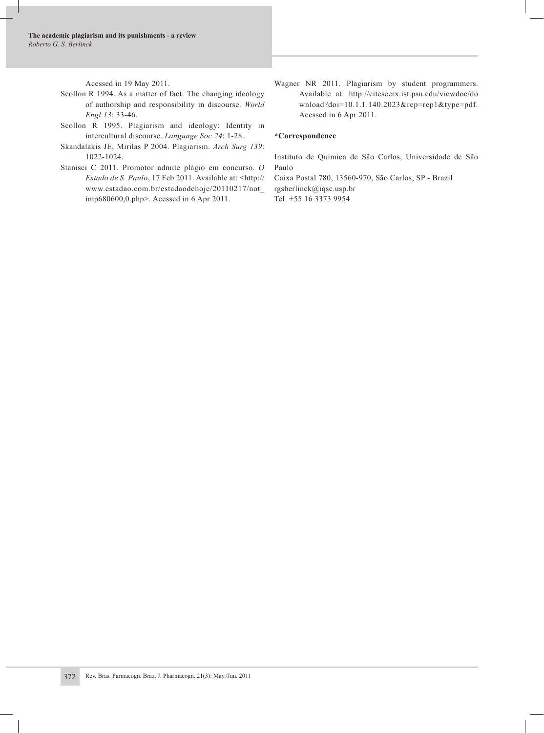Acessed in 19 May 2011.

Scollon R 1994. As a matter of fact: The changing ideology of authorship and responsibility in discourse. *World Engl 13*: 33-46.

Scollon R 1995. Plagiarism and ideology: Identity in intercultural discourse. *Language Soc 24*: 1-28.

Skandalakis JE, Mirilas P 2004. Plagiarism. *Arch Surg 139*: 1022-1024.

Stanisci C 2011. Promotor admite plágio em concurso. *O Estado de S. Paulo*, 17 Feb 2011. Available at: <http://www.estadao.com.br/estadaodehoje/20110217/not_imp680600,0.php>. Acessed in 6 Apr 2011.

Wagner NR 2011. Plagiarism by student programmers. Available at: http://citeseerx.ist.psu.edu/viewdoc/download?doi=10.1.1.140.2023&rep=rep1&type=pdf. Acessed in 6 Apr 2011.

**\*Correspondence**

Instituto de Química de São Carlos, Universidade de São Paulo

Caixa Postal 780, 13560-970, São Carlos, SP - Brazil

rgsberlinck@iqsc.usp.br

Tel. +55 16 3373 9954